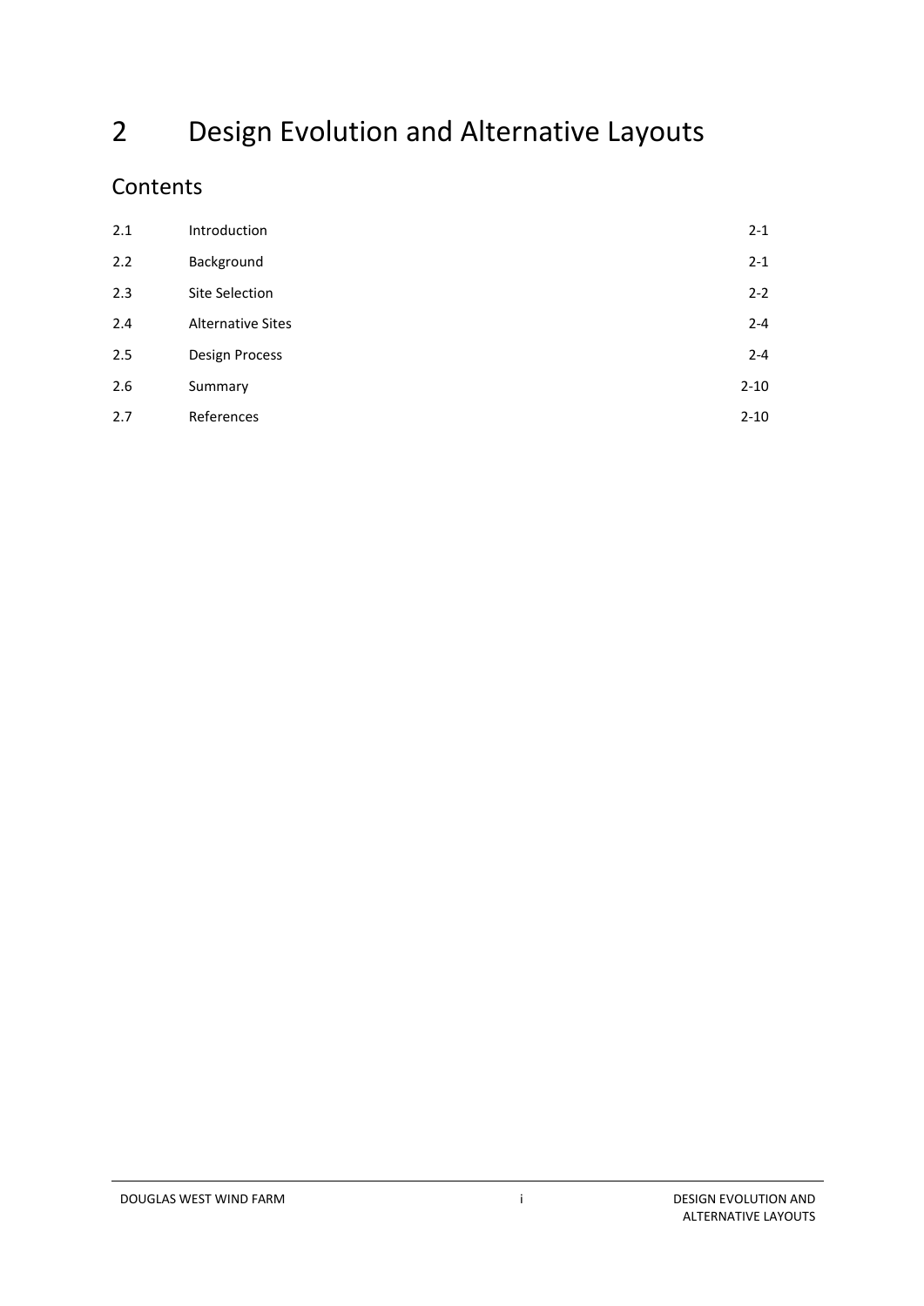# 2 Design Evolution and Alternative Layouts

## Contents

| | | |
|---|---|---|
| 2.1 | Introduction | 2-1 |
| 2.2 | Background | 2-1 |
| 2.3 | Site Selection | 2-2 |
| 2.4 | Alternative Sites | 2-4 |
| 2.5 | Design Process | 2-4 |
| 2.6 | Summary | 2-10 |
| 2.7 | References | 2-10 |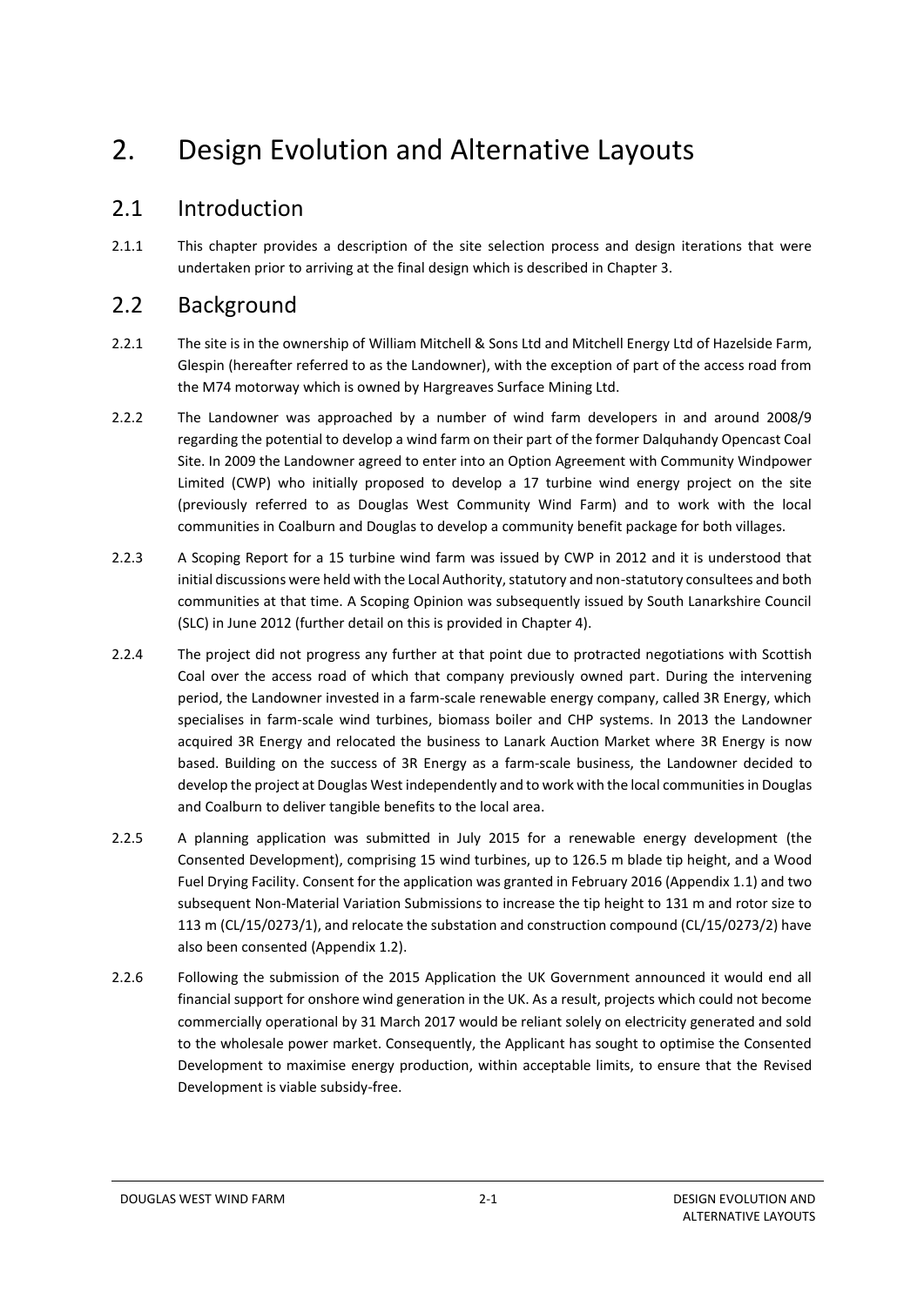# 2. Design Evolution and Alternative Layouts

## 2.1 Introduction

2.1.1 This chapter provides a description of the site selection process and design iterations that were undertaken prior to arriving at the final design which is described in Chapter 3.

## 2.2 Background

2.2.1 The site is in the ownership of William Mitchell & Sons Ltd and Mitchell Energy Ltd of Hazelside Farm, Glespin (hereafter referred to as the Landowner), with the exception of part of the access road from the M74 motorway which is owned by Hargreaves Surface Mining Ltd.

2.2.2 The Landowner was approached by a number of wind farm developers in and around 2008/9 regarding the potential to develop a wind farm on their part of the former Dalquhandy Opencast Coal Site. In 2009 the Landowner agreed to enter into an Option Agreement with Community Windpower Limited (CWP) who initially proposed to develop a 17 turbine wind energy project on the site (previously referred to as Douglas West Community Wind Farm) and to work with the local communities in Coalburn and Douglas to develop a community benefit package for both villages.

2.2.3 A Scoping Report for a 15 turbine wind farm was issued by CWP in 2012 and it is understood that initial discussions were held with the Local Authority, statutory and non-statutory consultees and both communities at that time. A Scoping Opinion was subsequently issued by South Lanarkshire Council (SLC) in June 2012 (further detail on this is provided in Chapter 4).

2.2.4 The project did not progress any further at that point due to protracted negotiations with Scottish Coal over the access road of which that company previously owned part. During the intervening period, the Landowner invested in a farm-scale renewable energy company, called 3R Energy, which specialises in farm-scale wind turbines, biomass boiler and CHP systems. In 2013 the Landowner acquired 3R Energy and relocated the business to Lanark Auction Market where 3R Energy is now based. Building on the success of 3R Energy as a farm-scale business, the Landowner decided to develop the project at Douglas West independently and to work with the local communities in Douglas and Coalburn to deliver tangible benefits to the local area.

2.2.5 A planning application was submitted in July 2015 for a renewable energy development (the Consented Development), comprising 15 wind turbines, up to 126.5 m blade tip height, and a Wood Fuel Drying Facility. Consent for the application was granted in February 2016 (Appendix 1.1) and two subsequent Non-Material Variation Submissions to increase the tip height to 131 m and rotor size to 113 m (CL/15/0273/1), and relocate the substation and construction compound (CL/15/0273/2) have also been consented (Appendix 1.2).

2.2.6 Following the submission of the 2015 Application the UK Government announced it would end all financial support for onshore wind generation in the UK. As a result, projects which could not become commercially operational by 31 March 2017 would be reliant solely on electricity generated and sold to the wholesale power market. Consequently, the Applicant has sought to optimise the Consented Development to maximise energy production, within acceptable limits, to ensure that the Revised Development is viable subsidy-free.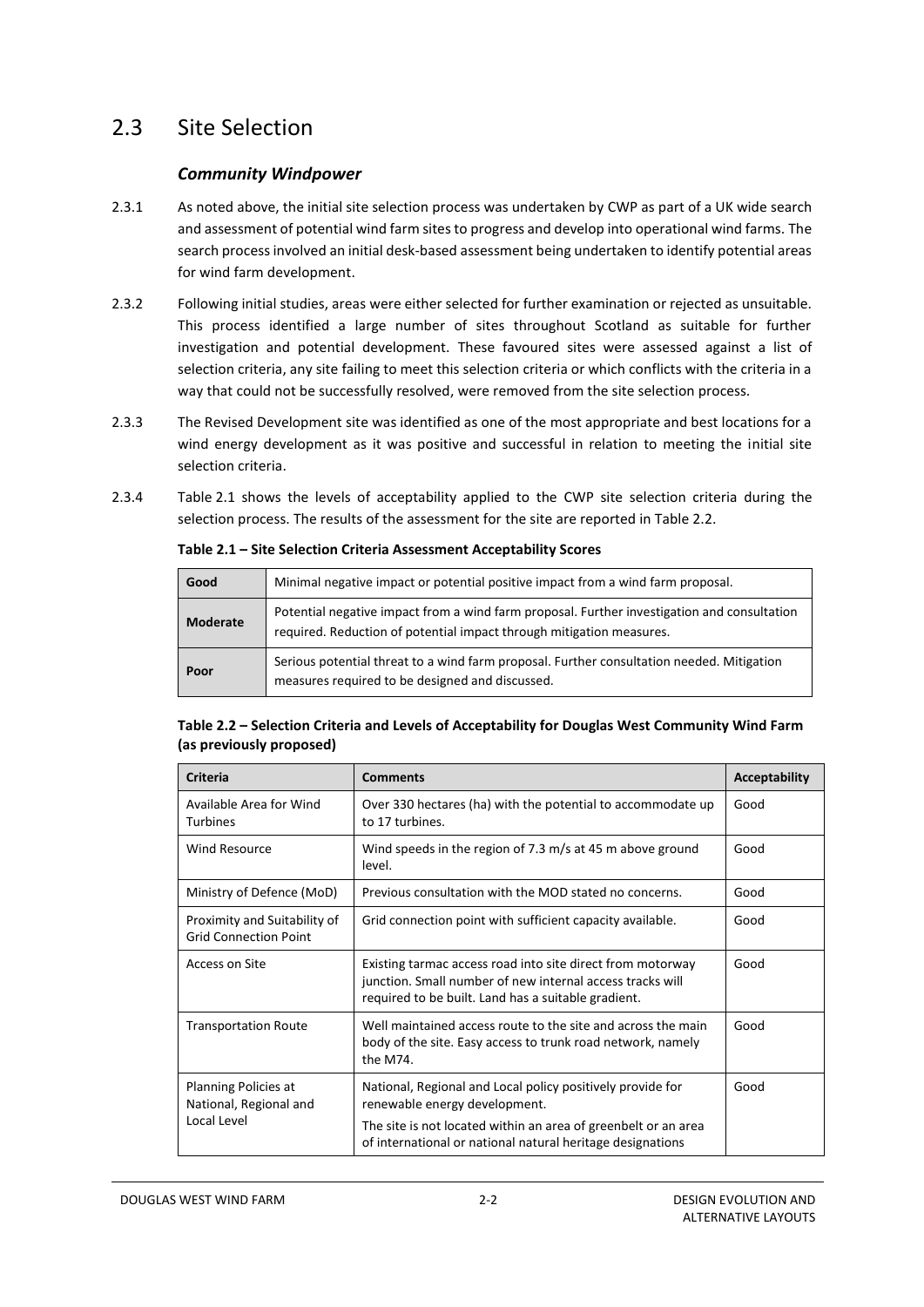## 2.3 Site Selection

### *Community Windpower*

2.3.1 As noted above, the initial site selection process was undertaken by CWP as part of a UK wide search and assessment of potential wind farm sites to progress and develop into operational wind farms. The search process involved an initial desk-based assessment being undertaken to identify potential areas for wind farm development.

2.3.2 Following initial studies, areas were either selected for further examination or rejected as unsuitable. This process identified a large number of sites throughout Scotland as suitable for further investigation and potential development. These favoured sites were assessed against a list of selection criteria, any site failing to meet this selection criteria or which conflicts with the criteria in a way that could not be successfully resolved, were removed from the site selection process.

2.3.3 The Revised Development site was identified as one of the most appropriate and best locations for a wind energy development as it was positive and successful in relation to meeting the initial site selection criteria.

2.3.4 Table 2.1 shows the levels of acceptability applied to the CWP site selection criteria during the selection process. The results of the assessment for the site are reported in Table 2.2.

**Table 2.1 – Site Selection Criteria Assessment Acceptability Scores**

| | |
|---|---|
| **Good** | Minimal negative impact or potential positive impact from a wind farm proposal. |
| **Moderate** | Potential negative impact from a wind farm proposal. Further investigation and consultation required. Reduction of potential impact through mitigation measures. |
| **Poor** | Serious potential threat to a wind farm proposal. Further consultation needed. Mitigation measures required to be designed and discussed. |

**Table 2.2 – Selection Criteria and Levels of Acceptability for Douglas West Community Wind Farm (as previously proposed)**

| Criteria | Comments | Acceptability |
|---|---|---|
| Available Area for Wind Turbines | Over 330 hectares (ha) with the potential to accommodate up to 17 turbines. | Good |
| Wind Resource | Wind speeds in the region of 7.3 m/s at 45 m above ground level. | Good |
| Ministry of Defence (MoD) | Previous consultation with the MOD stated no concerns. | Good |
| Proximity and Suitability of Grid Connection Point | Grid connection point with sufficient capacity available. | Good |
| Access on Site | Existing tarmac access road into site direct from motorway junction. Small number of new internal access tracks will required to be built. Land has a suitable gradient. | Good |
| Transportation Route | Well maintained access route to the site and across the main body of the site. Easy access to trunk road network, namely the M74. | Good |
| Planning Policies at National, Regional and Local Level | National, Regional and Local policy positively provide for renewable energy development.<br>The site is not located within an area of greenbelt or an area of international or national natural heritage designations | Good |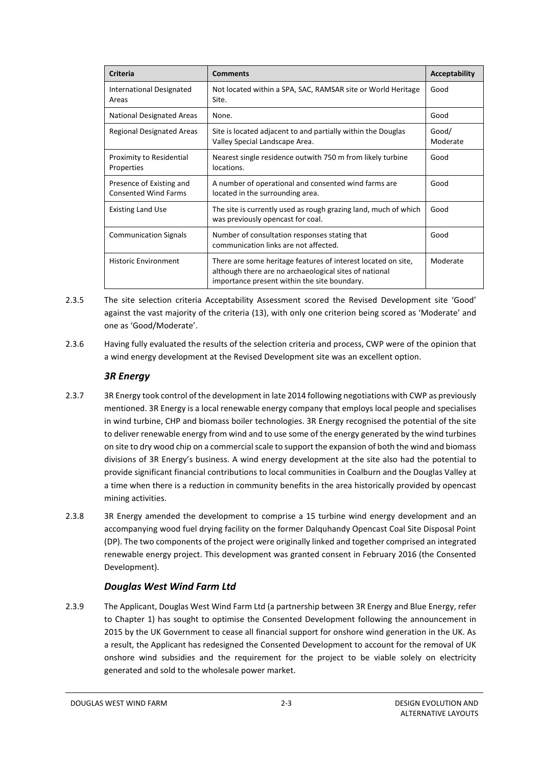| Criteria | Comments | Acceptability |
|---|---|---|
| International Designated Areas | Not located within a SPA, SAC, RAMSAR site or World Heritage Site. | Good |
| National Designated Areas | None. | Good |
| Regional Designated Areas | Site is located adjacent to and partially within the Douglas Valley Special Landscape Area. | Good/ Moderate |
| Proximity to Residential Properties | Nearest single residence outwith 750 m from likely turbine locations. | Good |
| Presence of Existing and Consented Wind Farms | A number of operational and consented wind farms are located in the surrounding area. | Good |
| Existing Land Use | The site is currently used as rough grazing land, much of which was previously opencast for coal. | Good |
| Communication Signals | Number of consultation responses stating that communication links are not affected. | Good |
| Historic Environment | There are some heritage features of interest located on site, although there are no archaeological sites of national importance present within the site boundary. | Moderate |

2.3.5 The site selection criteria Acceptability Assessment scored the Revised Development site 'Good' against the vast majority of the criteria (13), with only one criterion being scored as 'Moderate' and one as 'Good/Moderate'.

2.3.6 Having fully evaluated the results of the selection criteria and process, CWP were of the opinion that a wind energy development at the Revised Development site was an excellent option.

### *3R Energy*

2.3.7 3R Energy took control of the development in late 2014 following negotiations with CWP as previously mentioned. 3R Energy is a local renewable energy company that employs local people and specialises in wind turbine, CHP and biomass boiler technologies. 3R Energy recognised the potential of the site to deliver renewable energy from wind and to use some of the energy generated by the wind turbines on site to dry wood chip on a commercial scale to support the expansion of both the wind and biomass divisions of 3R Energy's business. A wind energy development at the site also had the potential to provide significant financial contributions to local communities in Coalburn and the Douglas Valley at a time when there is a reduction in community benefits in the area historically provided by opencast mining activities.

2.3.8 3R Energy amended the development to comprise a 15 turbine wind energy development and an accompanying wood fuel drying facility on the former Dalquhandy Opencast Coal Site Disposal Point (DP). The two components of the project were originally linked and together comprised an integrated renewable energy project. This development was granted consent in February 2016 (the Consented Development).

### *Douglas West Wind Farm Ltd*

2.3.9 The Applicant, Douglas West Wind Farm Ltd (a partnership between 3R Energy and Blue Energy, refer to Chapter 1) has sought to optimise the Consented Development following the announcement in 2015 by the UK Government to cease all financial support for onshore wind generation in the UK. As a result, the Applicant has redesigned the Consented Development to account for the removal of UK onshore wind subsidies and the requirement for the project to be viable solely on electricity generated and sold to the wholesale power market.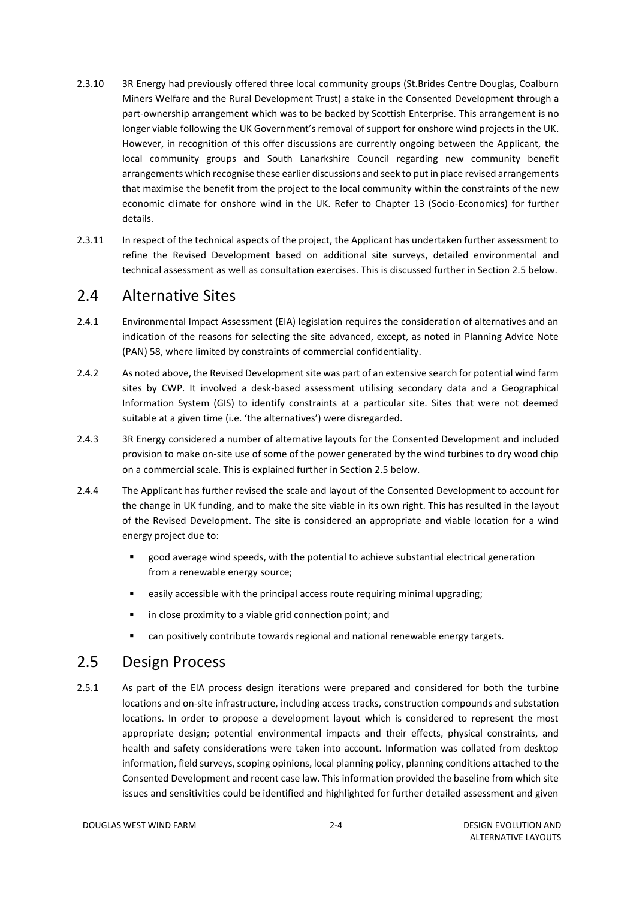2.3.10 3R Energy had previously offered three local community groups (St.Brides Centre Douglas, Coalburn Miners Welfare and the Rural Development Trust) a stake in the Consented Development through a part-ownership arrangement which was to be backed by Scottish Enterprise. This arrangement is no longer viable following the UK Government's removal of support for onshore wind projects in the UK. However, in recognition of this offer discussions are currently ongoing between the Applicant, the local community groups and South Lanarkshire Council regarding new community benefit arrangements which recognise these earlier discussions and seek to put in place revised arrangements that maximise the benefit from the project to the local community within the constraints of the new economic climate for onshore wind in the UK. Refer to Chapter 13 (Socio-Economics) for further details.

2.3.11 In respect of the technical aspects of the project, the Applicant has undertaken further assessment to refine the Revised Development based on additional site surveys, detailed environmental and technical assessment as well as consultation exercises. This is discussed further in Section 2.5 below.

## 2.4 Alternative Sites

2.4.1 Environmental Impact Assessment (EIA) legislation requires the consideration of alternatives and an indication of the reasons for selecting the site advanced, except, as noted in Planning Advice Note (PAN) 58, where limited by constraints of commercial confidentiality.

2.4.2 As noted above, the Revised Development site was part of an extensive search for potential wind farm sites by CWP. It involved a desk-based assessment utilising secondary data and a Geographical Information System (GIS) to identify constraints at a particular site. Sites that were not deemed suitable at a given time (i.e. 'the alternatives') were disregarded.

2.4.3 3R Energy considered a number of alternative layouts for the Consented Development and included provision to make on-site use of some of the power generated by the wind turbines to dry wood chip on a commercial scale. This is explained further in Section 2.5 below.

2.4.4 The Applicant has further revised the scale and layout of the Consented Development to account for the change in UK funding, and to make the site viable in its own right. This has resulted in the layout of the Revised Development. The site is considered an appropriate and viable location for a wind energy project due to:

- good average wind speeds, with the potential to achieve substantial electrical generation from a renewable energy source;
- easily accessible with the principal access route requiring minimal upgrading;
- in close proximity to a viable grid connection point; and
- can positively contribute towards regional and national renewable energy targets.

## 2.5 Design Process

2.5.1 As part of the EIA process design iterations were prepared and considered for both the turbine locations and on-site infrastructure, including access tracks, construction compounds and substation locations. In order to propose a development layout which is considered to represent the most appropriate design; potential environmental impacts and their effects, physical constraints, and health and safety considerations were taken into account. Information was collated from desktop information, field surveys, scoping opinions, local planning policy, planning conditions attached to the Consented Development and recent case law. This information provided the baseline from which site issues and sensitivities could be identified and highlighted for further detailed assessment and given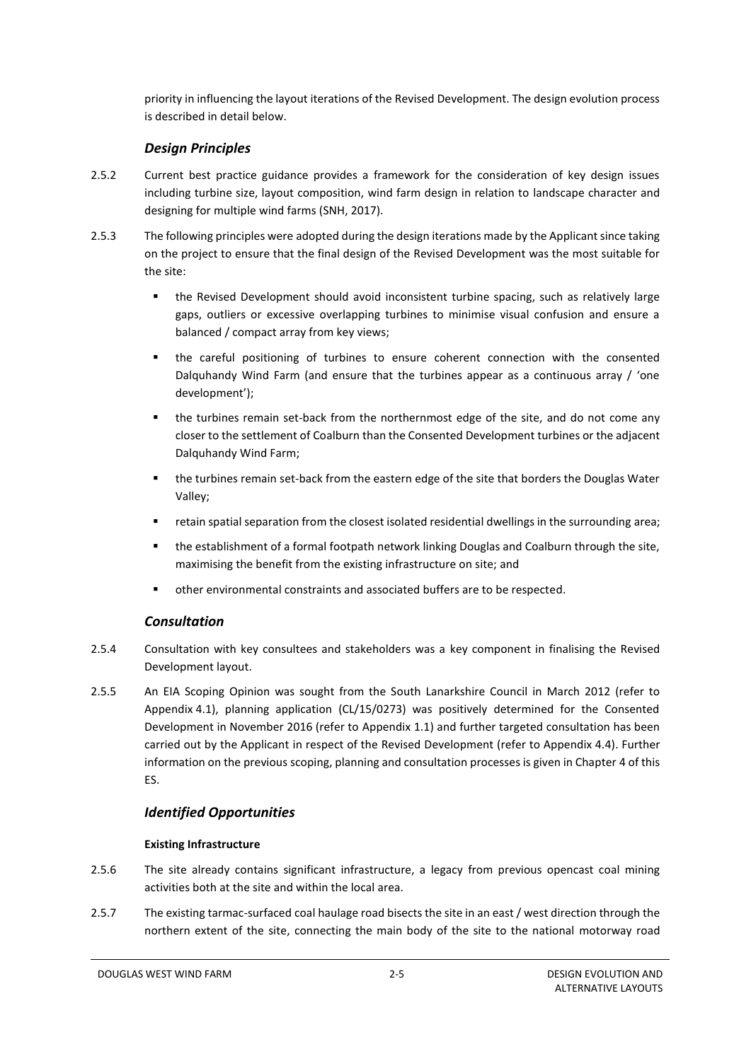priority in influencing the layout iterations of the Revised Development. The design evolution process is described in detail below.

### *Design Principles*

2.5.2 Current best practice guidance provides a framework for the consideration of key design issues including turbine size, layout composition, wind farm design in relation to landscape character and designing for multiple wind farms (SNH, 2017).

2.5.3 The following principles were adopted during the design iterations made by the Applicant since taking on the project to ensure that the final design of the Revised Development was the most suitable for the site:

- the Revised Development should avoid inconsistent turbine spacing, such as relatively large gaps, outliers or excessive overlapping turbines to minimise visual confusion and ensure a balanced / compact array from key views;
- the careful positioning of turbines to ensure coherent connection with the consented Dalquhandy Wind Farm (and ensure that the turbines appear as a continuous array / 'one development');
- the turbines remain set-back from the northernmost edge of the site, and do not come any closer to the settlement of Coalburn than the Consented Development turbines or the adjacent Dalquhandy Wind Farm;
- the turbines remain set-back from the eastern edge of the site that borders the Douglas Water Valley;
- retain spatial separation from the closest isolated residential dwellings in the surrounding area;
- the establishment of a formal footpath network linking Douglas and Coalburn through the site, maximising the benefit from the existing infrastructure on site; and
- other environmental constraints and associated buffers are to be respected.

### *Consultation*

2.5.4 Consultation with key consultees and stakeholders was a key component in finalising the Revised Development layout.

2.5.5 An EIA Scoping Opinion was sought from the South Lanarkshire Council in March 2012 (refer to Appendix 4.1), planning application (CL/15/0273) was positively determined for the Consented Development in November 2016 (refer to Appendix 1.1) and further targeted consultation has been carried out by the Applicant in respect of the Revised Development (refer to Appendix 4.4). Further information on the previous scoping, planning and consultation processes is given in Chapter 4 of this ES.

### *Identified Opportunities*

#### **Existing Infrastructure**

2.5.6 The site already contains significant infrastructure, a legacy from previous opencast coal mining activities both at the site and within the local area.

2.5.7 The existing tarmac-surfaced coal haulage road bisects the site in an east / west direction through the northern extent of the site, connecting the main body of the site to the national motorway road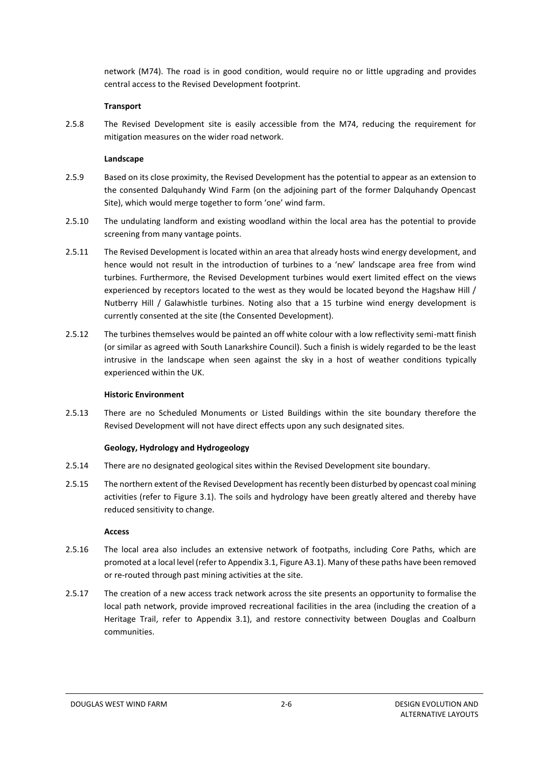network (M74). The road is in good condition, would require no or little upgrading and provides central access to the Revised Development footprint.

**Transport**

2.5.8 The Revised Development site is easily accessible from the M74, reducing the requirement for mitigation measures on the wider road network.

**Landscape**

2.5.9 Based on its close proximity, the Revised Development has the potential to appear as an extension to the consented Dalquhandy Wind Farm (on the adjoining part of the former Dalquhandy Opencast Site), which would merge together to form 'one' wind farm.

2.5.10 The undulating landform and existing woodland within the local area has the potential to provide screening from many vantage points.

2.5.11 The Revised Development is located within an area that already hosts wind energy development, and hence would not result in the introduction of turbines to a 'new' landscape area free from wind turbines. Furthermore, the Revised Development turbines would exert limited effect on the views experienced by receptors located to the west as they would be located beyond the Hagshaw Hill / Nutberry Hill / Galawhistle turbines. Noting also that a 15 turbine wind energy development is currently consented at the site (the Consented Development).

2.5.12 The turbines themselves would be painted an off white colour with a low reflectivity semi-matt finish (or similar as agreed with South Lanarkshire Council). Such a finish is widely regarded to be the least intrusive in the landscape when seen against the sky in a host of weather conditions typically experienced within the UK.

**Historic Environment**

2.5.13 There are no Scheduled Monuments or Listed Buildings within the site boundary therefore the Revised Development will not have direct effects upon any such designated sites.

**Geology, Hydrology and Hydrogeology**

2.5.14 There are no designated geological sites within the Revised Development site boundary.

2.5.15 The northern extent of the Revised Development has recently been disturbed by opencast coal mining activities (refer to Figure 3.1). The soils and hydrology have been greatly altered and thereby have reduced sensitivity to change.

**Access**

2.5.16 The local area also includes an extensive network of footpaths, including Core Paths, which are promoted at a local level (refer to Appendix 3.1, Figure A3.1). Many of these paths have been removed or re-routed through past mining activities at the site.

2.5.17 The creation of a new access track network across the site presents an opportunity to formalise the local path network, provide improved recreational facilities in the area (including the creation of a Heritage Trail, refer to Appendix 3.1), and restore connectivity between Douglas and Coalburn communities.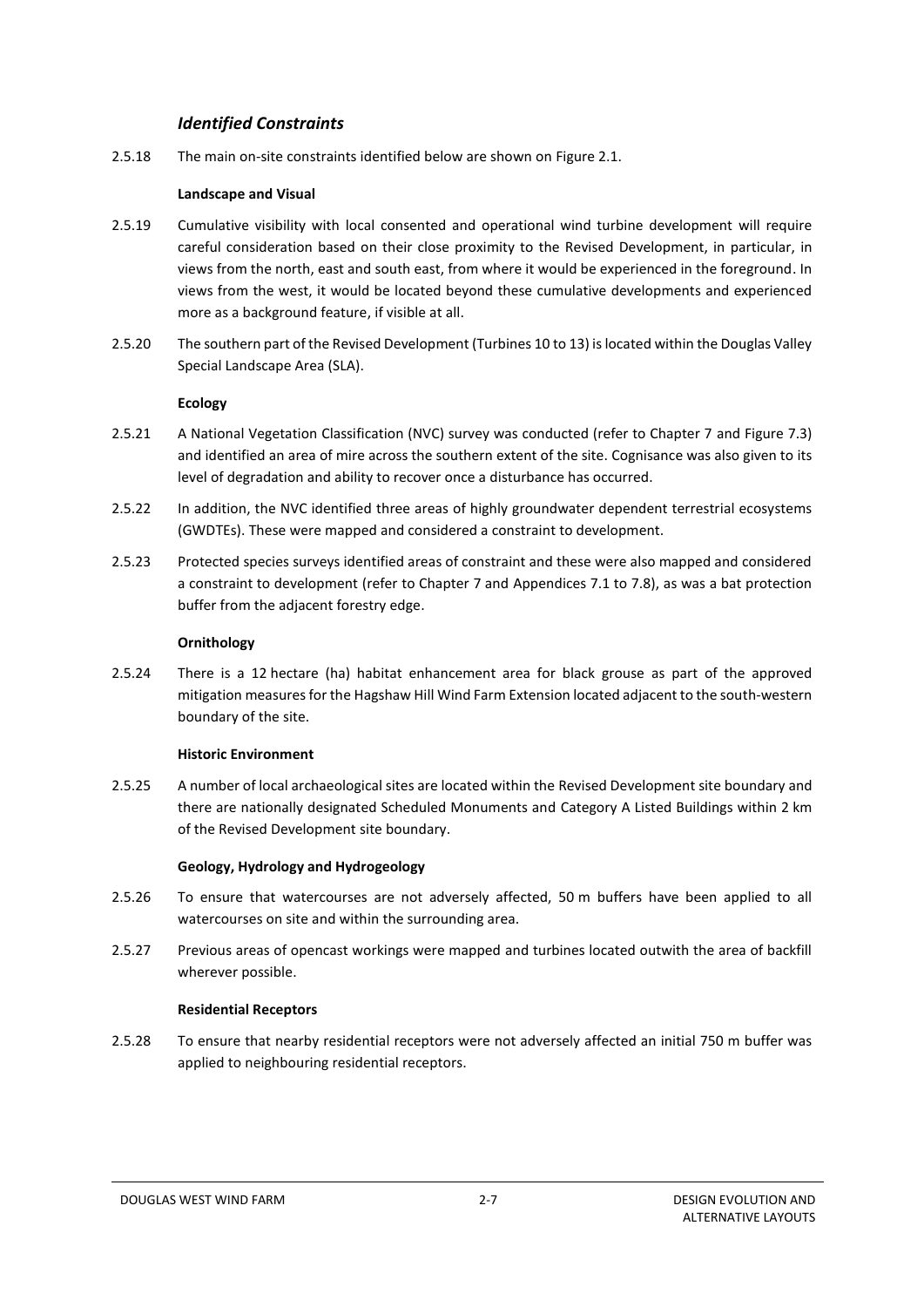### *Identified Constraints*

2.5.18 The main on-site constraints identified below are shown on Figure 2.1.

**Landscape and Visual**

2.5.19 Cumulative visibility with local consented and operational wind turbine development will require careful consideration based on their close proximity to the Revised Development, in particular, in views from the north, east and south east, from where it would be experienced in the foreground. In views from the west, it would be located beyond these cumulative developments and experienced more as a background feature, if visible at all.

2.5.20 The southern part of the Revised Development (Turbines 10 to 13) is located within the Douglas Valley Special Landscape Area (SLA).

**Ecology**

2.5.21 A National Vegetation Classification (NVC) survey was conducted (refer to Chapter 7 and Figure 7.3) and identified an area of mire across the southern extent of the site. Cognisance was also given to its level of degradation and ability to recover once a disturbance has occurred.

2.5.22 In addition, the NVC identified three areas of highly groundwater dependent terrestrial ecosystems (GWDTEs). These were mapped and considered a constraint to development.

2.5.23 Protected species surveys identified areas of constraint and these were also mapped and considered a constraint to development (refer to Chapter 7 and Appendices 7.1 to 7.8), as was a bat protection buffer from the adjacent forestry edge.

**Ornithology**

2.5.24 There is a 12 hectare (ha) habitat enhancement area for black grouse as part of the approved mitigation measures for the Hagshaw Hill Wind Farm Extension located adjacent to the south-western boundary of the site.

**Historic Environment**

2.5.25 A number of local archaeological sites are located within the Revised Development site boundary and there are nationally designated Scheduled Monuments and Category A Listed Buildings within 2 km of the Revised Development site boundary.

**Geology, Hydrology and Hydrogeology**

2.5.26 To ensure that watercourses are not adversely affected, 50 m buffers have been applied to all watercourses on site and within the surrounding area.

2.5.27 Previous areas of opencast workings were mapped and turbines located outwith the area of backfill wherever possible.

**Residential Receptors**

2.5.28 To ensure that nearby residential receptors were not adversely affected an initial 750 m buffer was applied to neighbouring residential receptors.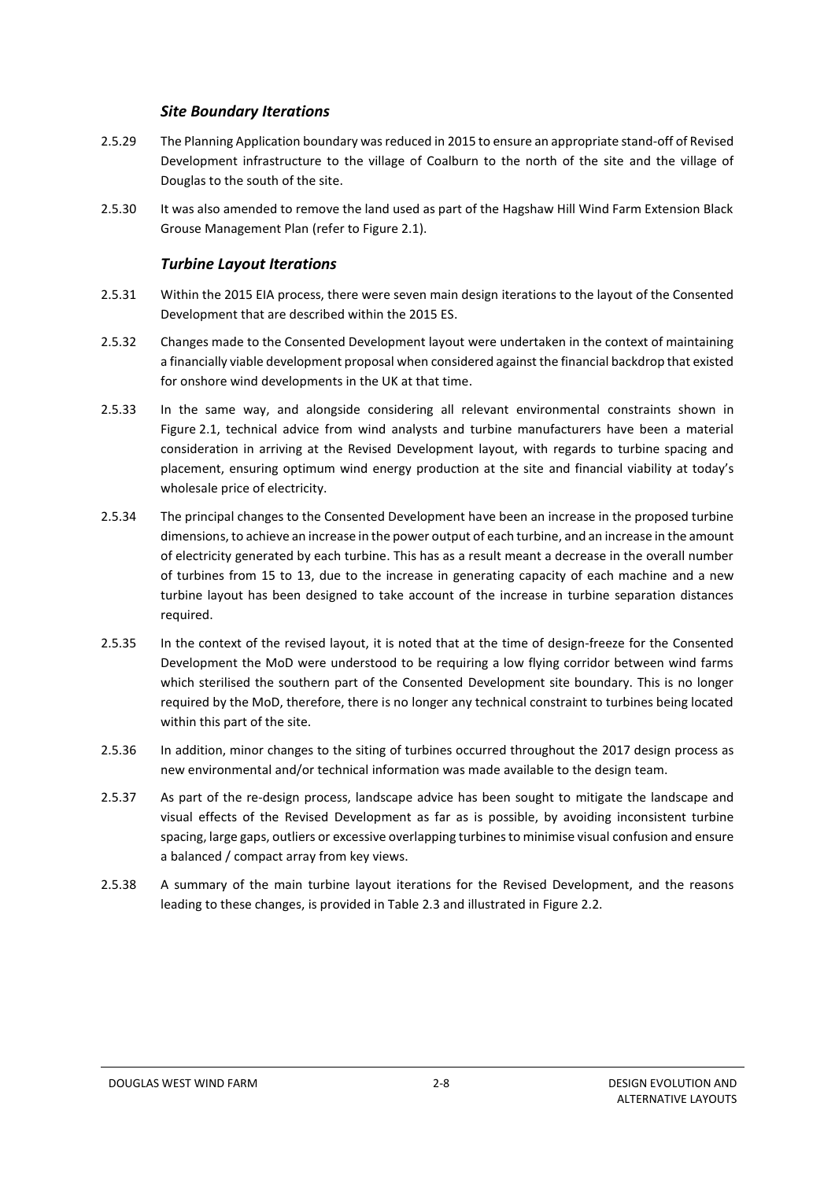### *Site Boundary Iterations*

2.5.29 The Planning Application boundary was reduced in 2015 to ensure an appropriate stand-off of Revised Development infrastructure to the village of Coalburn to the north of the site and the village of Douglas to the south of the site.

2.5.30 It was also amended to remove the land used as part of the Hagshaw Hill Wind Farm Extension Black Grouse Management Plan (refer to Figure 2.1).

### *Turbine Layout Iterations*

2.5.31 Within the 2015 EIA process, there were seven main design iterations to the layout of the Consented Development that are described within the 2015 ES.

2.5.32 Changes made to the Consented Development layout were undertaken in the context of maintaining a financially viable development proposal when considered against the financial backdrop that existed for onshore wind developments in the UK at that time.

2.5.33 In the same way, and alongside considering all relevant environmental constraints shown in Figure 2.1, technical advice from wind analysts and turbine manufacturers have been a material consideration in arriving at the Revised Development layout, with regards to turbine spacing and placement, ensuring optimum wind energy production at the site and financial viability at today's wholesale price of electricity.

2.5.34 The principal changes to the Consented Development have been an increase in the proposed turbine dimensions, to achieve an increase in the power output of each turbine, and an increase in the amount of electricity generated by each turbine. This has as a result meant a decrease in the overall number of turbines from 15 to 13, due to the increase in generating capacity of each machine and a new turbine layout has been designed to take account of the increase in turbine separation distances required.

2.5.35 In the context of the revised layout, it is noted that at the time of design-freeze for the Consented Development the MoD were understood to be requiring a low flying corridor between wind farms which sterilised the southern part of the Consented Development site boundary. This is no longer required by the MoD, therefore, there is no longer any technical constraint to turbines being located within this part of the site.

2.5.36 In addition, minor changes to the siting of turbines occurred throughout the 2017 design process as new environmental and/or technical information was made available to the design team.

2.5.37 As part of the re-design process, landscape advice has been sought to mitigate the landscape and visual effects of the Revised Development as far as is possible, by avoiding inconsistent turbine spacing, large gaps, outliers or excessive overlapping turbines to minimise visual confusion and ensure a balanced / compact array from key views.

2.5.38 A summary of the main turbine layout iterations for the Revised Development, and the reasons leading to these changes, is provided in Table 2.3 and illustrated in Figure 2.2.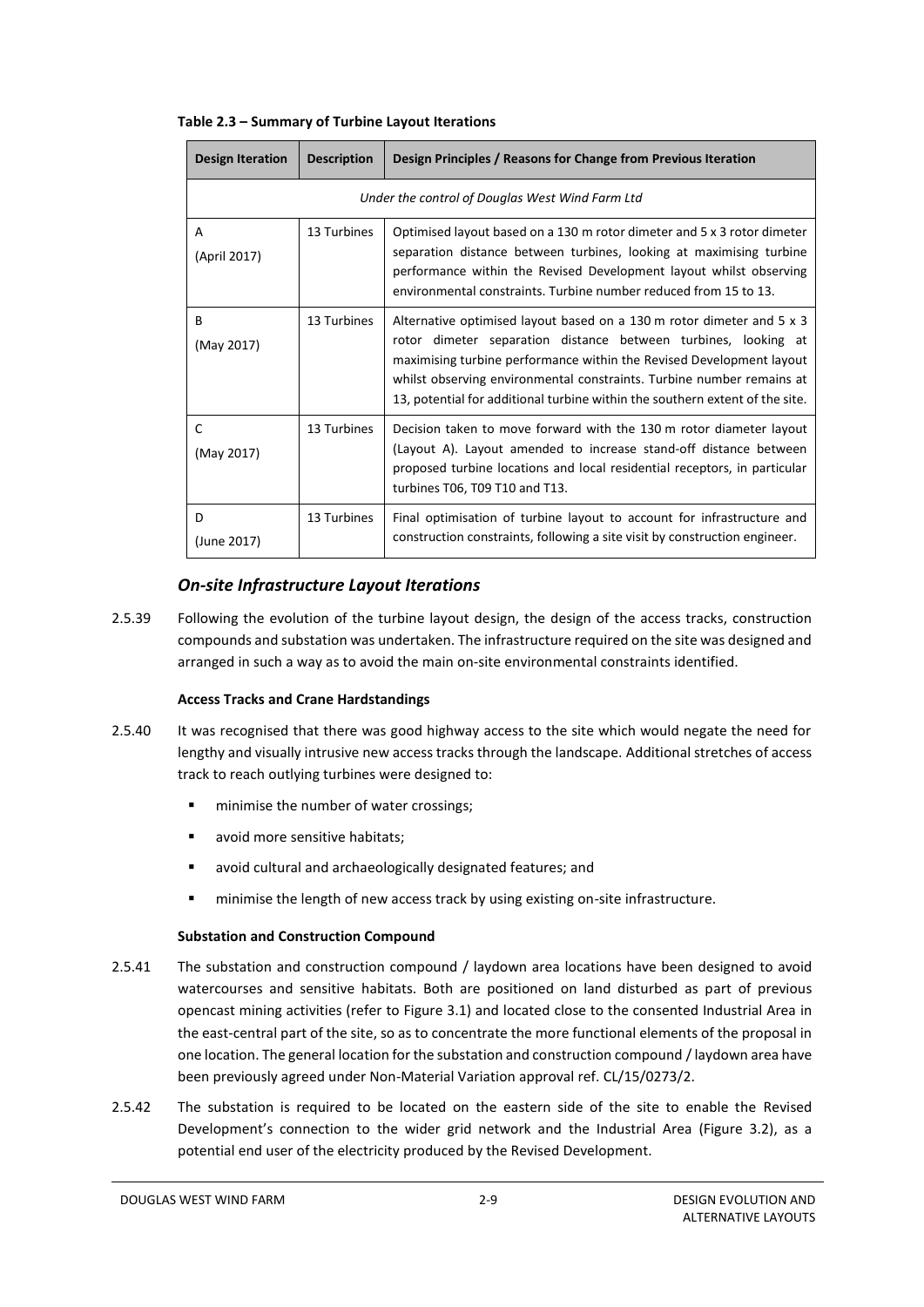**Table 2.3 – Summary of Turbine Layout Iterations**

| Design Iteration | Description | Design Principles / Reasons for Change from Previous Iteration |
|---|---|---|
| *Under the control of Douglas West Wind Farm Ltd* | | |
| A (April 2017) | 13 Turbines | Optimised layout based on a 130 m rotor dimeter and 5 x 3 rotor dimeter separation distance between turbines, looking at maximising turbine performance within the Revised Development layout whilst observing environmental constraints. Turbine number reduced from 15 to 13. |
| B (May 2017) | 13 Turbines | Alternative optimised layout based on a 130 m rotor dimeter and 5 x 3 rotor dimeter separation distance between turbines, looking at maximising turbine performance within the Revised Development layout whilst observing environmental constraints. Turbine number remains at 13, potential for additional turbine within the southern extent of the site. |
| C (May 2017) | 13 Turbines | Decision taken to move forward with the 130 m rotor diameter layout (Layout A). Layout amended to increase stand-off distance between proposed turbine locations and local residential receptors, in particular turbines T06, T09 T10 and T13. |
| D (June 2017) | 13 Turbines | Final optimisation of turbine layout to account for infrastructure and construction constraints, following a site visit by construction engineer. |

### *On-site Infrastructure Layout Iterations*

2.5.39 Following the evolution of the turbine layout design, the design of the access tracks, construction compounds and substation was undertaken. The infrastructure required on the site was designed and arranged in such a way as to avoid the main on-site environmental constraints identified.

**Access Tracks and Crane Hardstandings**

2.5.40 It was recognised that there was good highway access to the site which would negate the need for lengthy and visually intrusive new access tracks through the landscape. Additional stretches of access track to reach outlying turbines were designed to:

- minimise the number of water crossings;
- avoid more sensitive habitats;
- avoid cultural and archaeologically designated features; and
- minimise the length of new access track by using existing on-site infrastructure.

**Substation and Construction Compound**

2.5.41 The substation and construction compound / laydown area locations have been designed to avoid watercourses and sensitive habitats. Both are positioned on land disturbed as part of previous opencast mining activities (refer to Figure 3.1) and located close to the consented Industrial Area in the east-central part of the site, so as to concentrate the more functional elements of the proposal in one location. The general location for the substation and construction compound / laydown area have been previously agreed under Non-Material Variation approval ref. CL/15/0273/2.

2.5.42 The substation is required to be located on the eastern side of the site to enable the Revised Development's connection to the wider grid network and the Industrial Area (Figure 3.2), as a potential end user of the electricity produced by the Revised Development.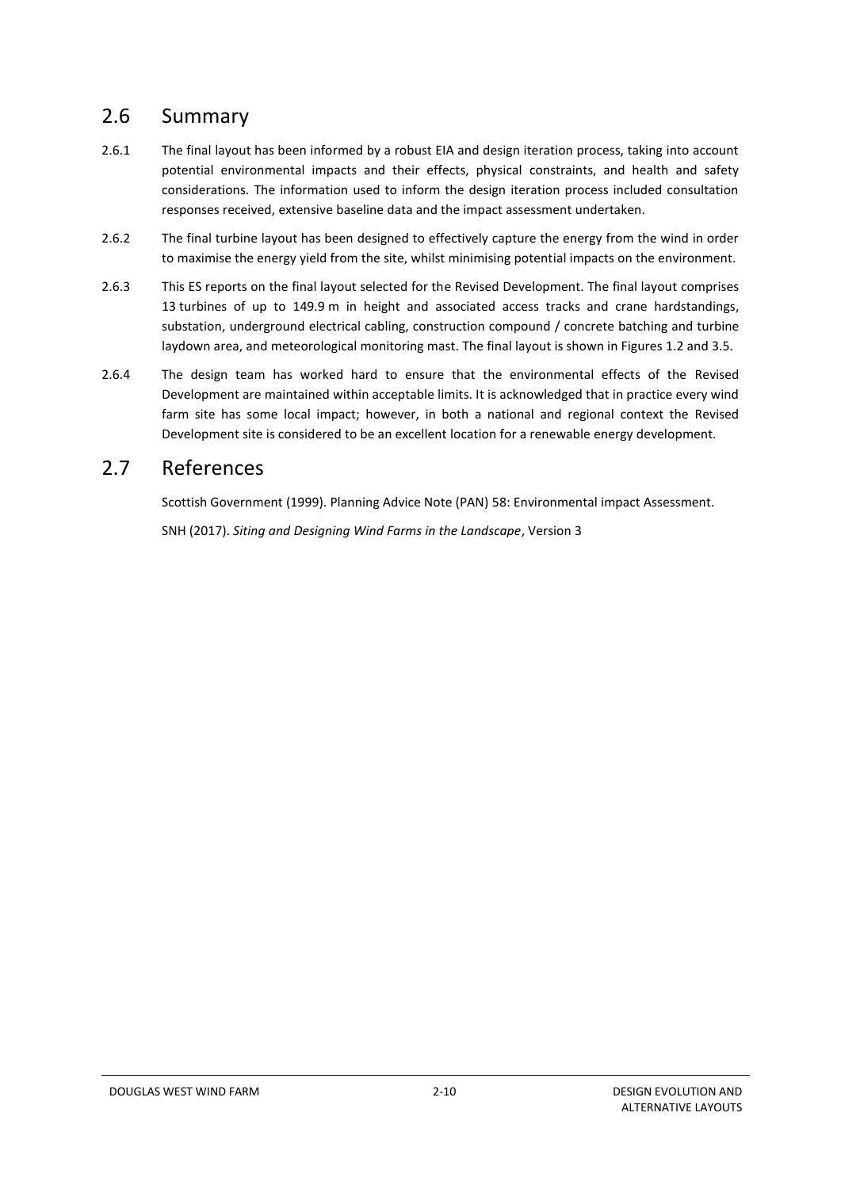## 2.6 Summary

2.6.1 The final layout has been informed by a robust EIA and design iteration process, taking into account potential environmental impacts and their effects, physical constraints, and health and safety considerations. The information used to inform the design iteration process included consultation responses received, extensive baseline data and the impact assessment undertaken.

2.6.2 The final turbine layout has been designed to effectively capture the energy from the wind in order to maximise the energy yield from the site, whilst minimising potential impacts on the environment.

2.6.3 This ES reports on the final layout selected for the Revised Development. The final layout comprises 13 turbines of up to 149.9 m in height and associated access tracks and crane hardstandings, substation, underground electrical cabling, construction compound / concrete batching and turbine laydown area, and meteorological monitoring mast. The final layout is shown in Figures 1.2 and 3.5.

2.6.4 The design team has worked hard to ensure that the environmental effects of the Revised Development are maintained within acceptable limits. It is acknowledged that in practice every wind farm site has some local impact; however, in both a national and regional context the Revised Development site is considered to be an excellent location for a renewable energy development.

## 2.7 References

Scottish Government (1999). Planning Advice Note (PAN) 58: Environmental impact Assessment.

SNH (2017). *Siting and Designing Wind Farms in the Landscape*, Version 3